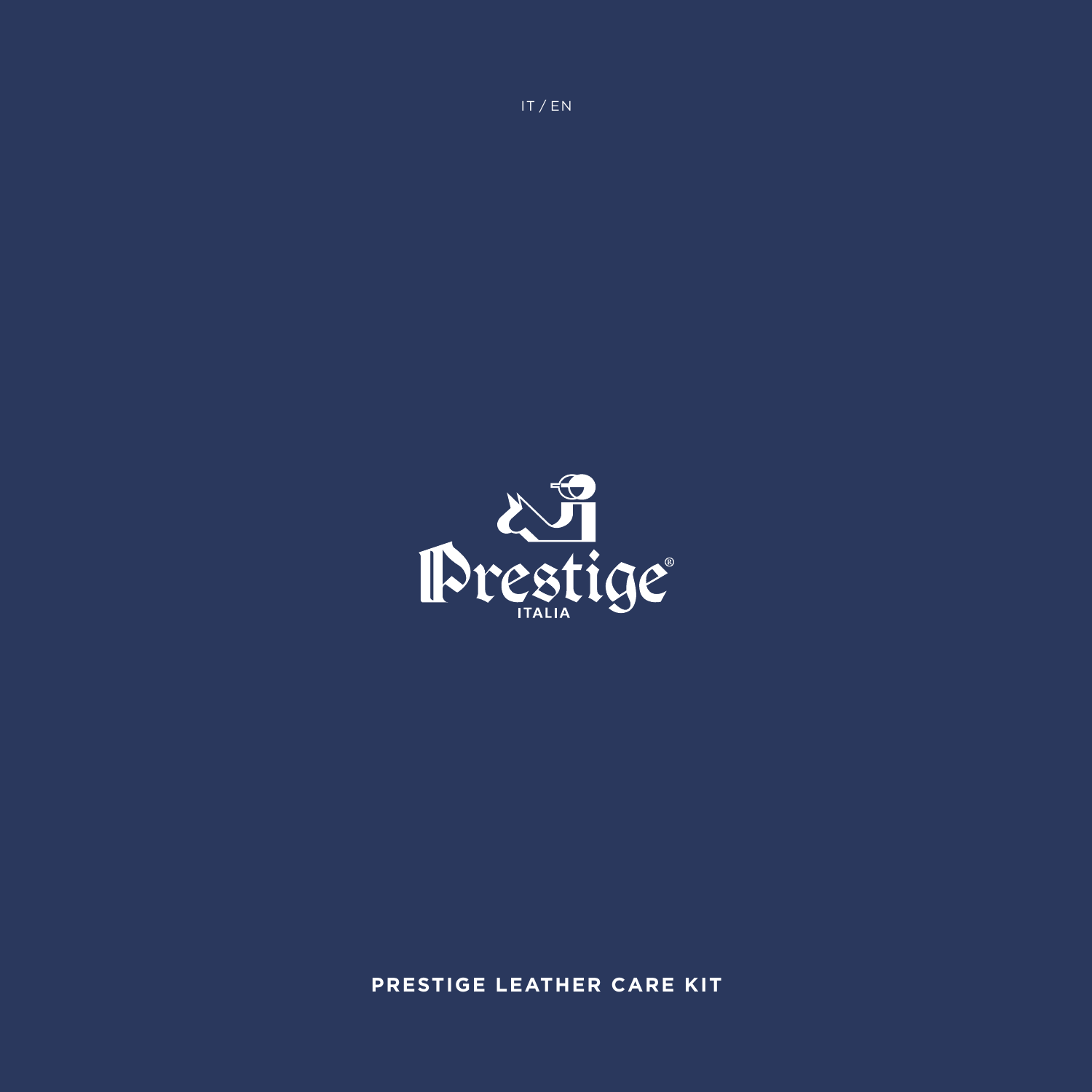IT / EN

Prestige

ITALIA

# PRESTIGE LEATHER CARE KIT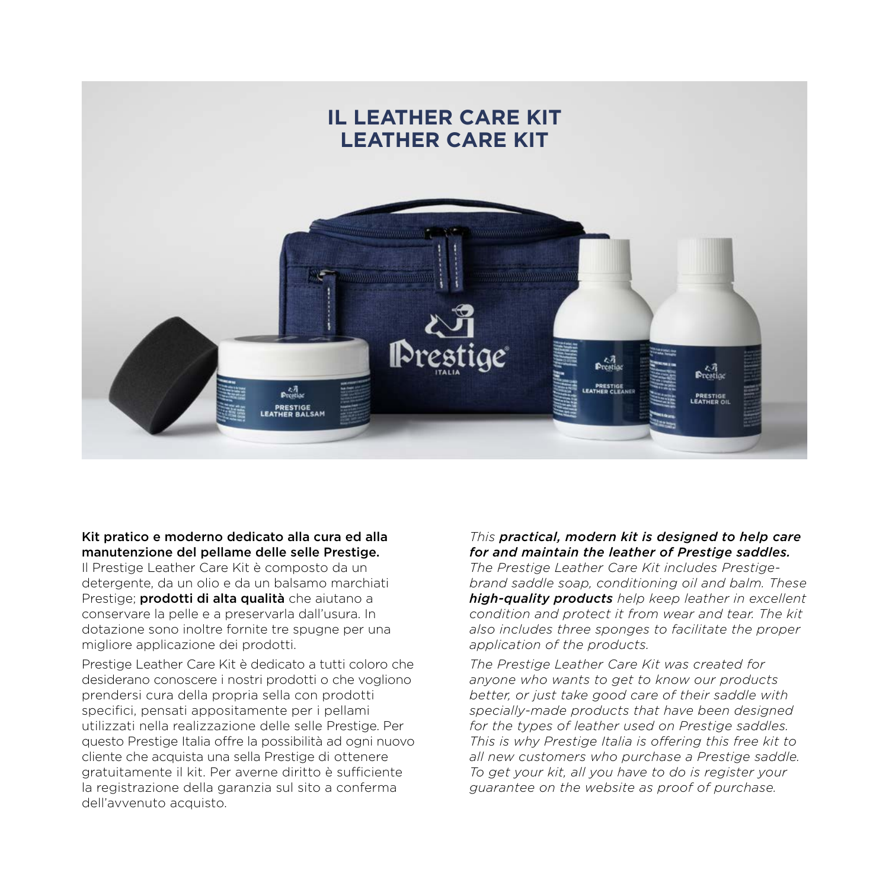# IL LEATHER CARE KIT
# LEATHER CARE KIT

**Kit pratico e moderno dedicato alla cura ed alla manutenzione del pellame delle selle Prestige.**
Il Prestige Leather Care Kit è composto da un detergente, da un olio e da un balsamo marchiati Prestige; **prodotti di alta qualità** che aiutano a conservare la pelle e a preservarla dall'usura. In dotazione sono inoltre fornite tre spugne per una migliore applicazione dei prodotti.

Prestige Leather Care Kit è dedicato a tutti coloro che desiderano conoscere i nostri prodotti o che vogliono prendersi cura della propria sella con prodotti specifici, pensati appositamente per i pellami utilizzati nella realizzazione delle selle Prestige. Per questo Prestige Italia offre la possibilità ad ogni nuovo cliente che acquista una sella Prestige di ottenere gratuitamente il kit. Per averne diritto è sufficiente la registrazione della garanzia sul sito a conferma dell'avvenuto acquisto.

*This **practical, modern kit is designed to help care for and maintain the leather of Prestige saddles.***
*The Prestige Leather Care Kit includes Prestige-brand saddle soap, conditioning oil and balm. These **high-quality products** help keep leather in excellent condition and protect it from wear and tear. The kit also includes three sponges to facilitate the proper application of the products.*

*The Prestige Leather Care Kit was created for anyone who wants to get to know our products better, or just take good care of their saddle with specially-made products that have been designed for the types of leather used on Prestige saddles. This is why Prestige Italia is offering this free kit to all new customers who purchase a Prestige saddle. To get your kit, all you have to do is register your guarantee on the website as proof of purchase.*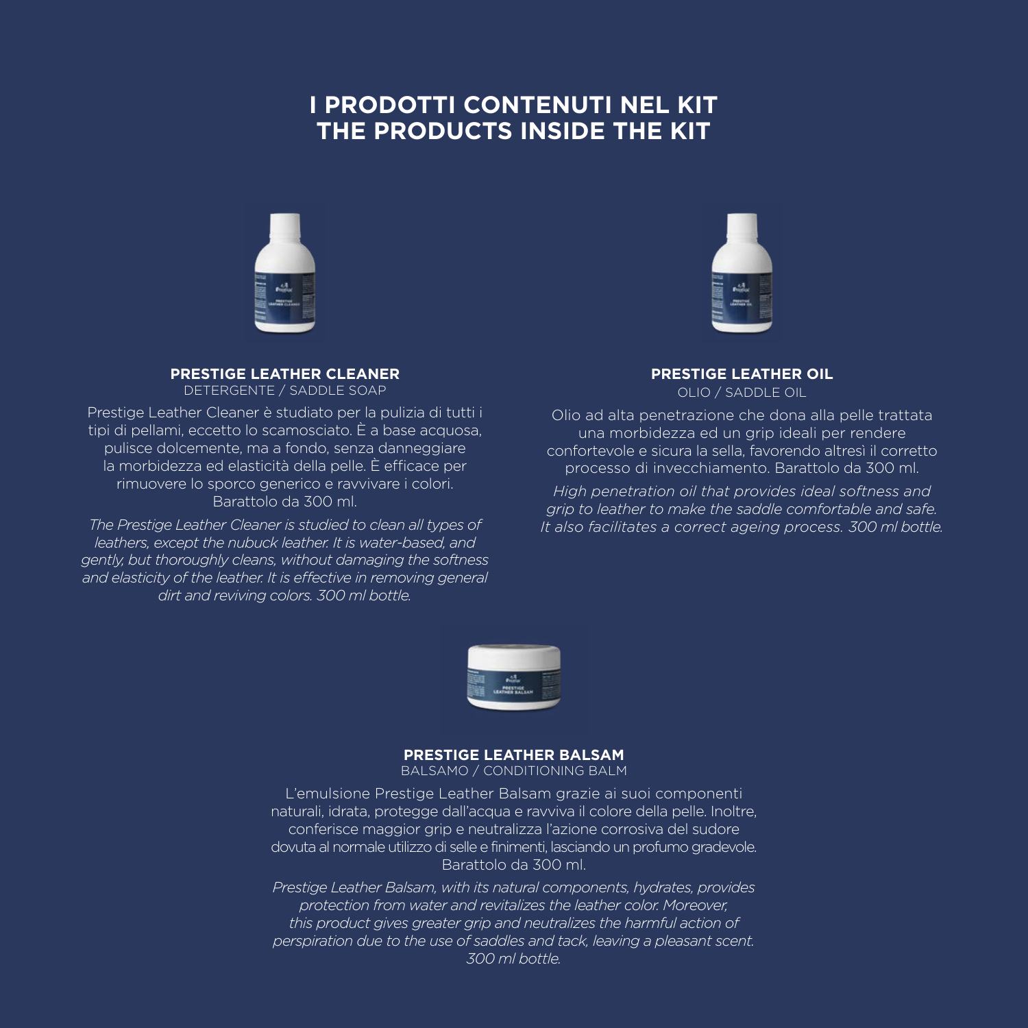# I PRODOTTI CONTENUTI NEL KIT
# THE PRODUCTS INSIDE THE KIT

### PRESTIGE LEATHER CLEANER

DETERGENTE / SADDLE SOAP

Prestige Leather Cleaner è studiato per la pulizia di tutti i tipi di pellami, eccetto lo scamosciato. È a base acquosa, pulisce dolcemente, ma a fondo, senza danneggiare la morbidezza ed elasticità della pelle. È efficace per rimuovere lo sporco generico e ravvivare i colori. Barattolo da 300 ml.

*The Prestige Leather Cleaner is studied to clean all types of leathers, except the nubuck leather. It is water-based, and gently, but thoroughly cleans, without damaging the softness and elasticity of the leather. It is effective in removing general dirt and reviving colors. 300 ml bottle.*

### PRESTIGE LEATHER OIL

OLIO / SADDLE OIL

Olio ad alta penetrazione che dona alla pelle trattata una morbidezza ed un grip ideali per rendere confortevole e sicura la sella, favorendo altresì il corretto processo di invecchiamento. Barattolo da 300 ml.

*High penetration oil that provides ideal softness and grip to leather to make the saddle comfortable and safe. It also facilitates a correct ageing process. 300 ml bottle.*

### PRESTIGE LEATHER BALSAM

BALSAMO / CONDITIONING BALM

L'emulsione Prestige Leather Balsam grazie ai suoi componenti naturali, idrata, protegge dall'acqua e ravviva il colore della pelle. Inoltre, conferisce maggior grip e neutralizza l'azione corrosiva del sudore dovuta al normale utilizzo di selle e finimenti, lasciando un profumo gradevole. Barattolo da 300 ml.

*Prestige Leather Balsam, with its natural components, hydrates, provides protection from water and revitalizes the leather color. Moreover, this product gives greater grip and neutralizes the harmful action of perspiration due to the use of saddles and tack, leaving a pleasant scent. 300 ml bottle.*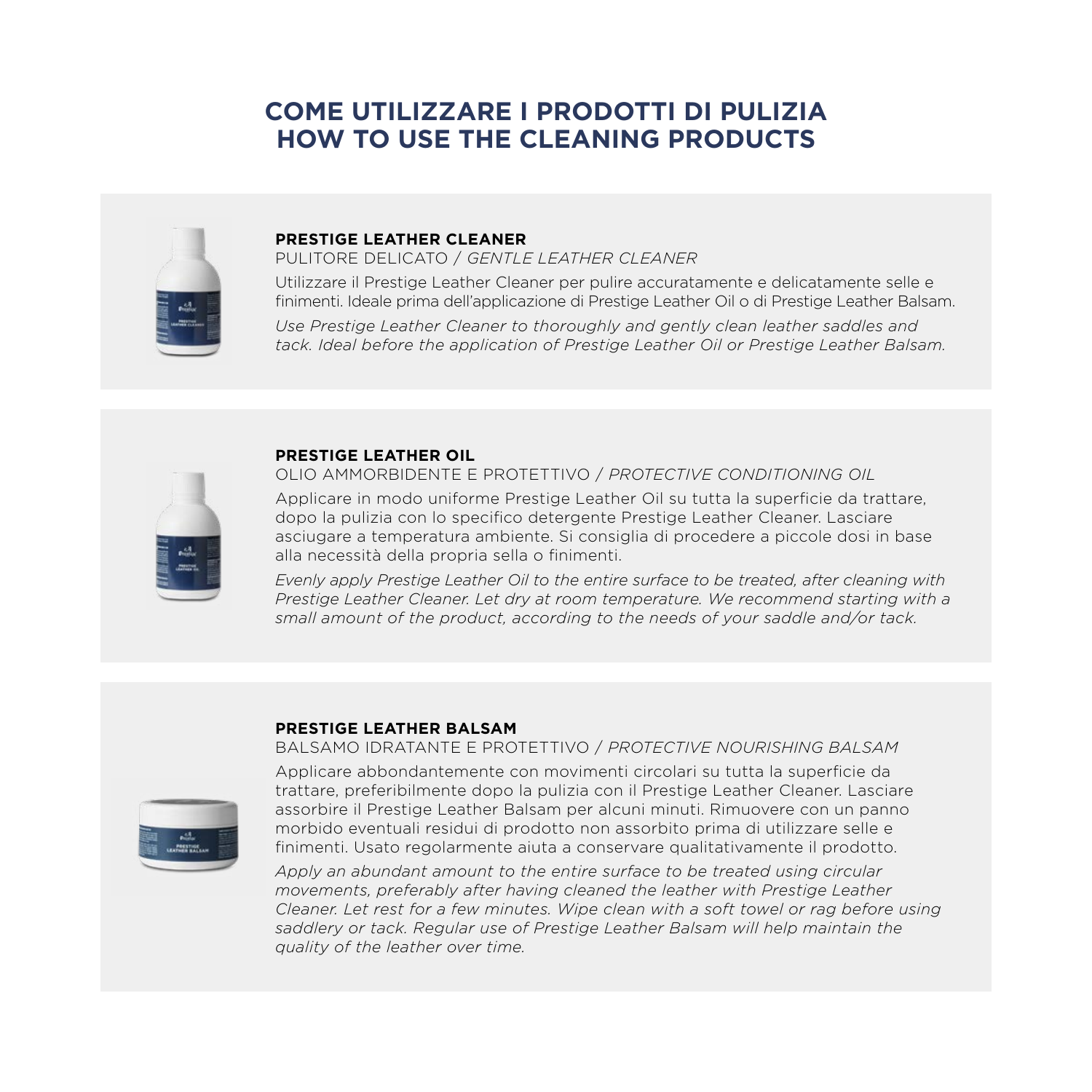# COME UTILIZZARE I PRODOTTI DI PULIZIA
# HOW TO USE THE CLEANING PRODUCTS

## PRESTIGE LEATHER CLEANER

PULITORE DELICATO / *GENTLE LEATHER CLEANER*

Utilizzare il Prestige Leather Cleaner per pulire accuratamente e delicatamente selle e finimenti. Ideale prima dell'applicazione di Prestige Leather Oil o di Prestige Leather Balsam.

*Use Prestige Leather Cleaner to thoroughly and gently clean leather saddles and tack. Ideal before the application of Prestige Leather Oil or Prestige Leather Balsam.*

## PRESTIGE LEATHER OIL

OLIO AMMORBIDENTE E PROTETTIVO / *PROTECTIVE CONDITIONING OIL*

Applicare in modo uniforme Prestige Leather Oil su tutta la superficie da trattare, dopo la pulizia con lo specifico detergente Prestige Leather Cleaner. Lasciare asciugare a temperatura ambiente. Si consiglia di procedere a piccole dosi in base alla necessità della propria sella o finimenti.

*Evenly apply Prestige Leather Oil to the entire surface to be treated, after cleaning with Prestige Leather Cleaner. Let dry at room temperature. We recommend starting with a small amount of the product, according to the needs of your saddle and/or tack.*

## PRESTIGE LEATHER BALSAM

BALSAMO IDRATANTE E PROTETTIVO / *PROTECTIVE NOURISHING BALSAM*

Applicare abbondantemente con movimenti circolari su tutta la superficie da trattare, preferibilmente dopo la pulizia con il Prestige Leather Cleaner. Lasciare assorbire il Prestige Leather Balsam per alcuni minuti. Rimuovere con un panno morbido eventuali residui di prodotto non assorbito prima di utilizzare selle e finimenti. Usato regolarmente aiuta a conservare qualitativamente il prodotto.

*Apply an abundant amount to the entire surface to be treated using circular movements, preferably after having cleaned the leather with Prestige Leather Cleaner. Let rest for a few minutes. Wipe clean with a soft towel or rag before using saddlery or tack. Regular use of Prestige Leather Balsam will help maintain the quality of the leather over time.*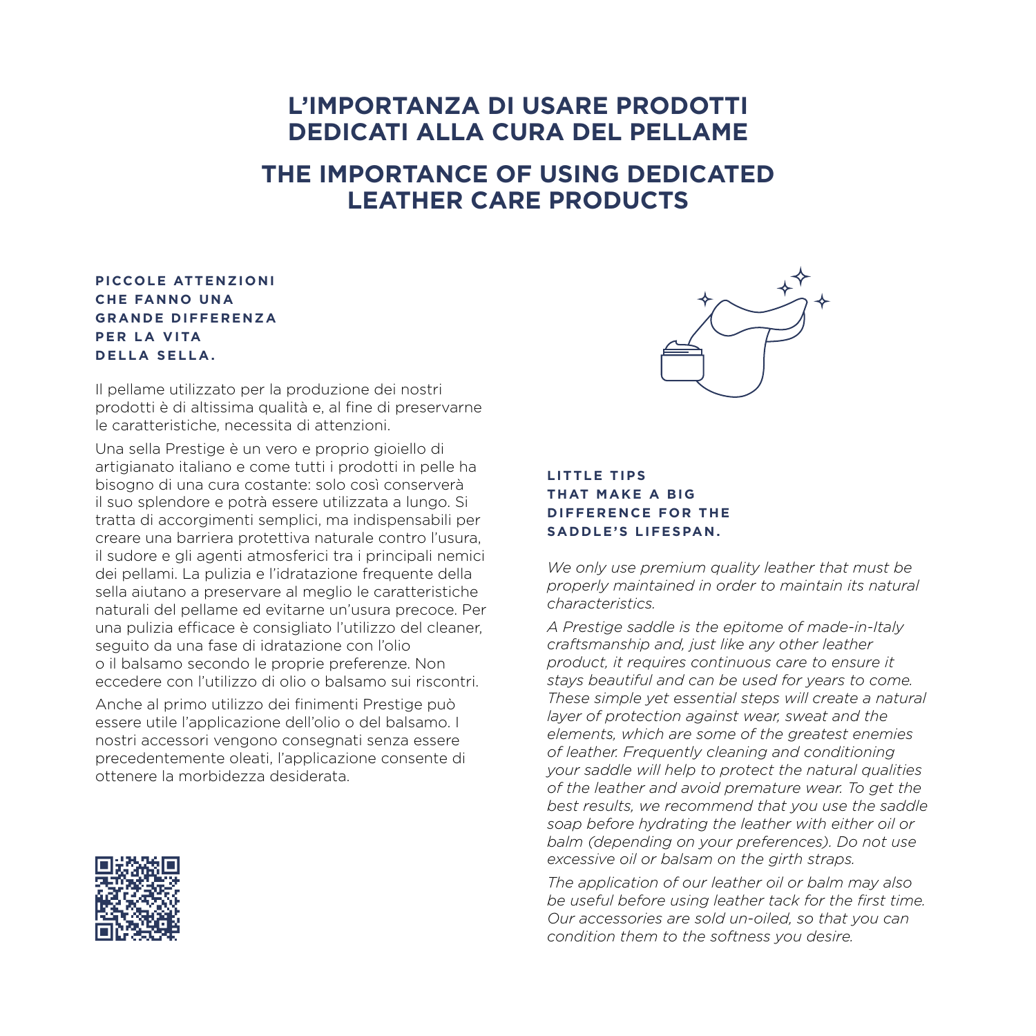# L'IMPORTANZA DI USARE PRODOTTI DEDICATI ALLA CURA DEL PELLAME

# THE IMPORTANCE OF USING DEDICATED LEATHER CARE PRODUCTS

**PICCOLE ATTENZIONI CHE FANNO UNA GRANDE DIFFERENZA PER LA VITA DELLA SELLA.**

Il pellame utilizzato per la produzione dei nostri prodotti è di altissima qualità e, al fine di preservarne le caratteristiche, necessita di attenzioni.

Una sella Prestige è un vero e proprio gioiello di artigianato italiano e come tutti i prodotti in pelle ha bisogno di una cura costante: solo così conserverà il suo splendore e potrà essere utilizzata a lungo. Si tratta di accorgimenti semplici, ma indispensabili per creare una barriera protettiva naturale contro l'usura, il sudore e gli agenti atmosferici tra i principali nemici dei pellami. La pulizia e l'idratazione frequente della sella aiutano a preservare al meglio le caratteristiche naturali del pellame ed evitarne un'usura precoce. Per una pulizia efficace è consigliato l'utilizzo del cleaner, seguito da una fase di idratazione con l'olio o il balsamo secondo le proprie preferenze. Non eccedere con l'utilizzo di olio o balsamo sui riscontri.

Anche al primo utilizzo dei finimenti Prestige può essere utile l'applicazione dell'olio o del balsamo. I nostri accessori vengono consegnati senza essere precedentemente oleati, l'applicazione consente di ottenere la morbidezza desiderata.

**LITTLE TIPS THAT MAKE A BIG DIFFERENCE FOR THE SADDLE'S LIFESPAN.**

*We only use premium quality leather that must be properly maintained in order to maintain its natural characteristics.*

*A Prestige saddle is the epitome of made-in-Italy craftsmanship and, just like any other leather product, it requires continuous care to ensure it stays beautiful and can be used for years to come. These simple yet essential steps will create a natural layer of protection against wear, sweat and the elements, which are some of the greatest enemies of leather. Frequently cleaning and conditioning your saddle will help to protect the natural qualities of the leather and avoid premature wear. To get the best results, we recommend that you use the saddle soap before hydrating the leather with either oil or balm (depending on your preferences). Do not use excessive oil or balsam on the girth straps.*

*The application of our leather oil or balm may also be useful before using leather tack for the first time. Our accessories are sold un-oiled, so that you can condition them to the softness you desire.*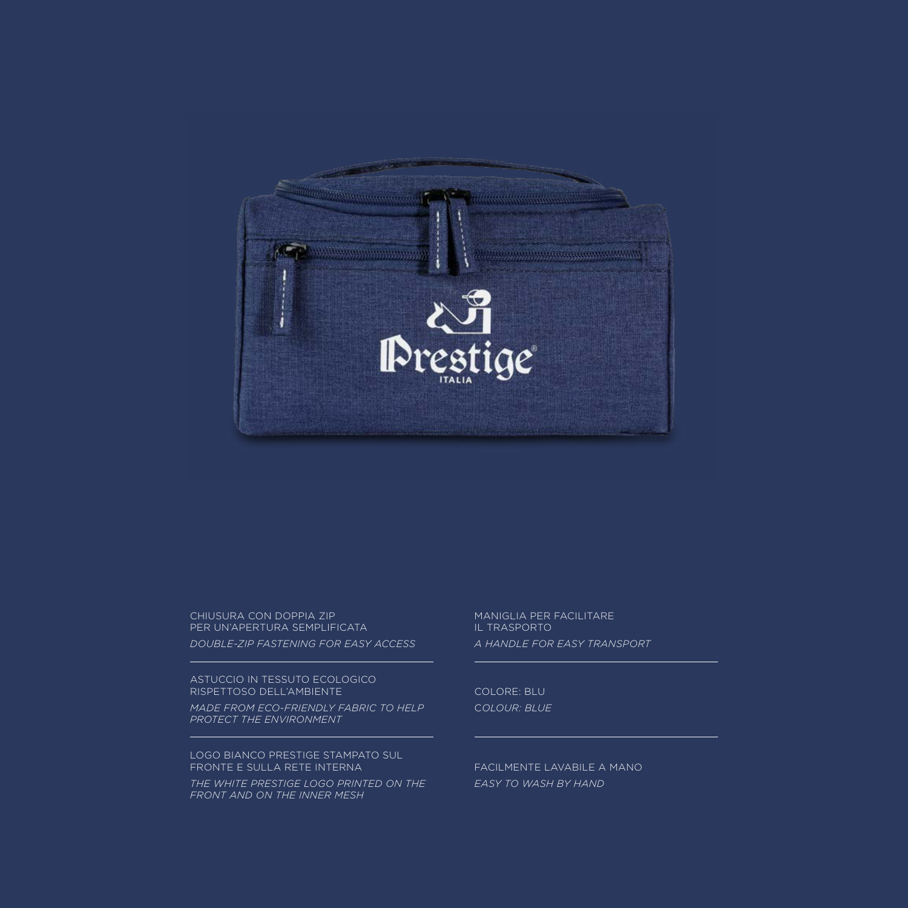CHIUSURA CON DOPPIA ZIP
PER UN'APERTURA SEMPLIFICATA

*DOUBLE-ZIP FASTENING FOR EASY ACCESS*

---

MANIGLIA PER FACILITARE
IL TRASPORTO

*A HANDLE FOR EASY TRANSPORT*

---

ASTUCCIO IN TESSUTO ECOLOGICO
RISPETTOSO DELL'AMBIENTE

*MADE FROM ECO-FRIENDLY FABRIC TO HELP PROTECT THE ENVIRONMENT*

---

COLORE: BLU

*COLOUR: BLUE*

---

LOGO BIANCO PRESTIGE STAMPATO SUL
FRONTE E SULLA RETE INTERNA

*THE WHITE PRESTIGE LOGO PRINTED ON THE FRONT AND ON THE INNER MESH*

---

FACILMENTE LAVABILE A MANO

*EASY TO WASH BY HAND*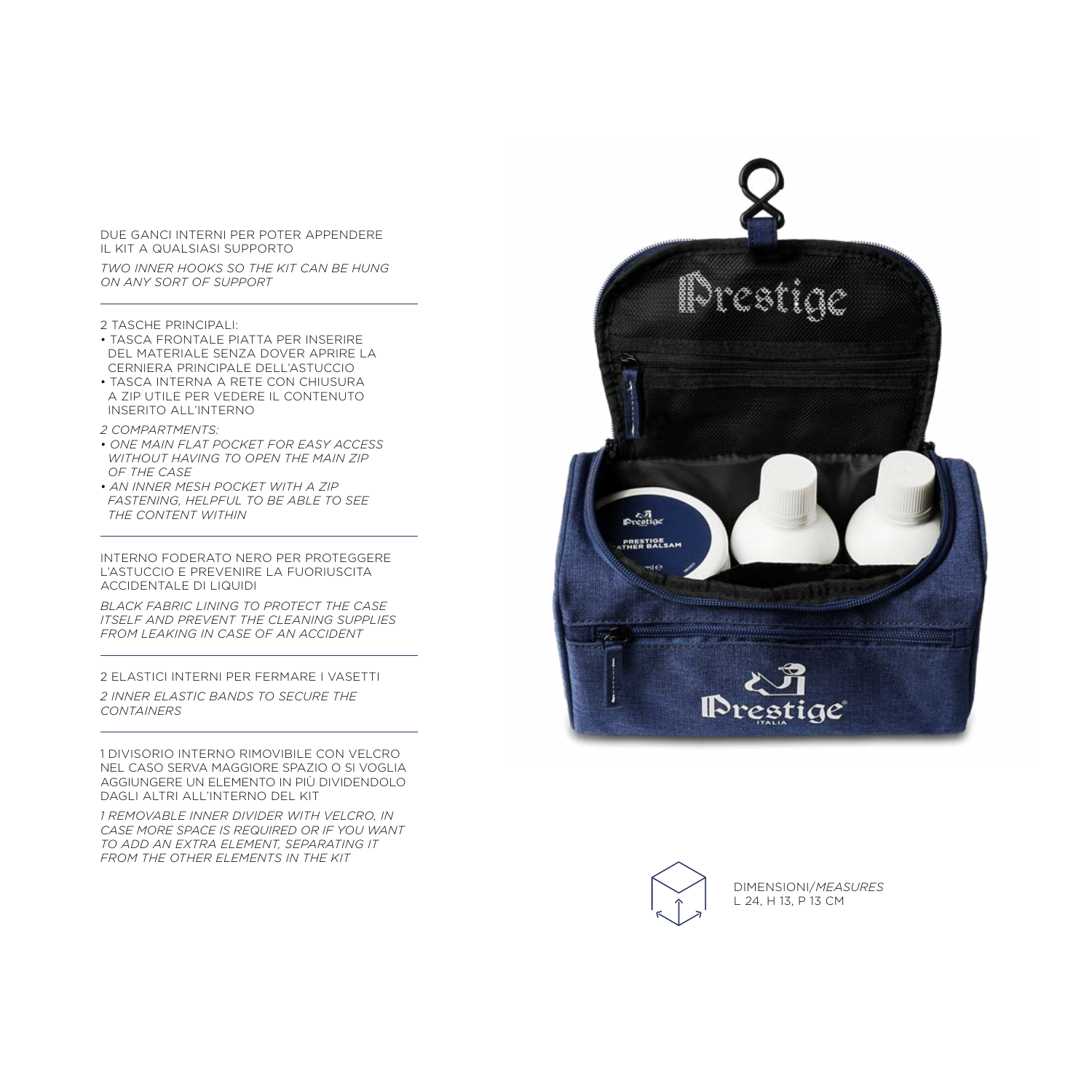DUE GANCI INTERNI PER POTER APPENDERE IL KIT A QUALSIASI SUPPORTO

*TWO INNER HOOKS SO THE KIT CAN BE HUNG ON ANY SORT OF SUPPORT*

---

2 TASCHE PRINCIPALI:

- TASCA FRONTALE PIATTA PER INSERIRE DEL MATERIALE SENZA DOVER APRIRE LA CERNIERA PRINCIPALE DELL'ASTUCCIO
- TASCA INTERNA A RETE CON CHIUSURA A ZIP UTILE PER VEDERE IL CONTENUTO INSERITO ALL'INTERNO

*2 COMPARTMENTS:*

- *ONE MAIN FLAT POCKET FOR EASY ACCESS WITHOUT HAVING TO OPEN THE MAIN ZIP OF THE CASE*
- *AN INNER MESH POCKET WITH A ZIP FASTENING, HELPFUL TO BE ABLE TO SEE THE CONTENT WITHIN*

---

INTERNO FODERATO NERO PER PROTEGGERE L'ASTUCCIO E PREVENIRE LA FUORIUSCITA ACCIDENTALE DI LIQUIDI

*BLACK FABRIC LINING TO PROTECT THE CASE ITSELF AND PREVENT THE CLEANING SUPPLIES FROM LEAKING IN CASE OF AN ACCIDENT*

---

2 ELASTICI INTERNI PER FERMARE I VASETTI

*2 INNER ELASTIC BANDS TO SECURE THE CONTAINERS*

---

1 DIVISORIO INTERNO RIMOVIBILE CON VELCRO NEL CASO SERVA MAGGIORE SPAZIO O SI VOGLIA AGGIUNGERE UN ELEMENTO IN PIÙ DIVIDENDOLO DAGLI ALTRI ALL'INTERNO DEL KIT

*1 REMOVABLE INNER DIVIDER WITH VELCRO, IN CASE MORE SPACE IS REQUIRED OR IF YOU WANT TO ADD AN EXTRA ELEMENT, SEPARATING IT FROM THE OTHER ELEMENTS IN THE KIT*

DIMENSIONI/*MEASURES*
L 24, H 13, P 13 CM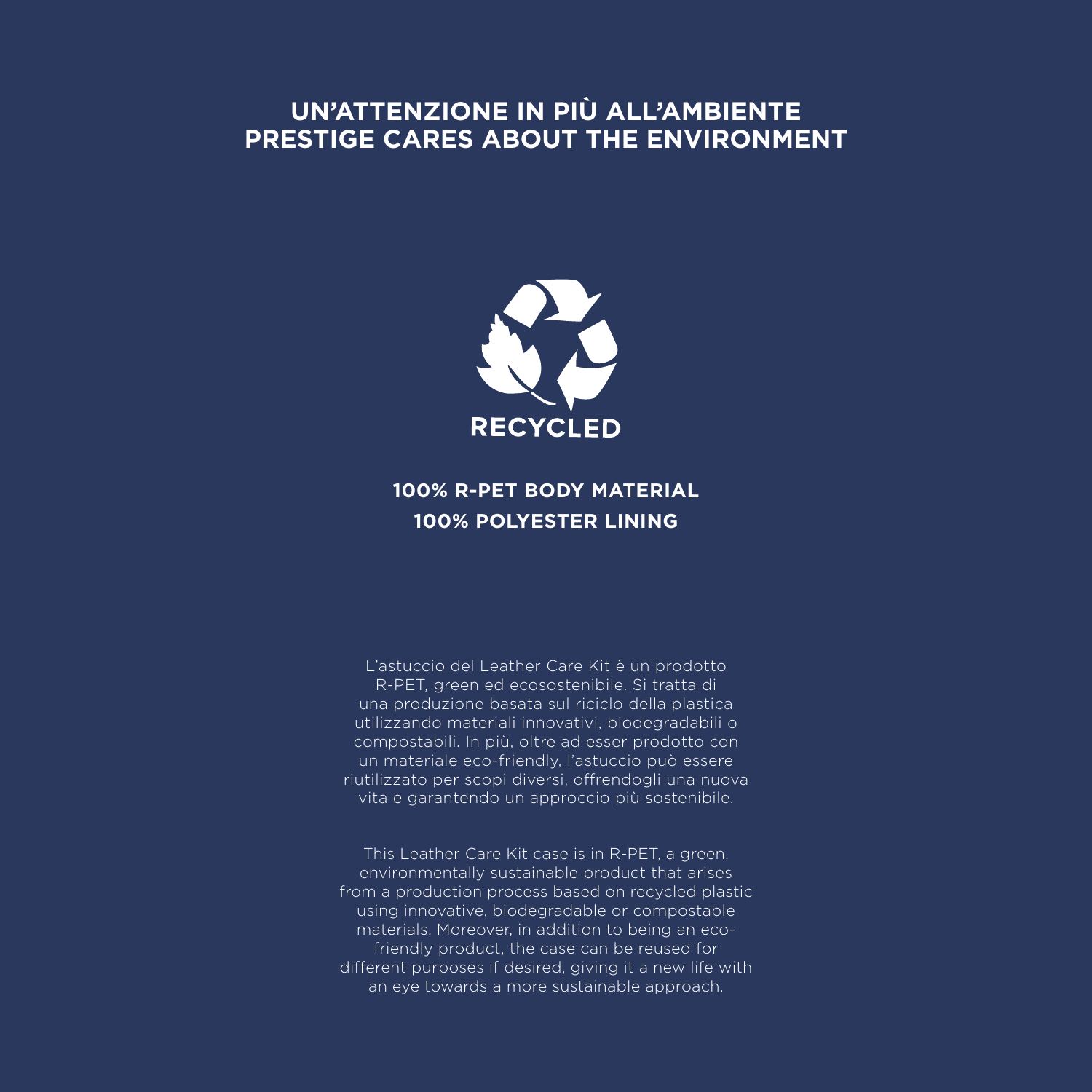# UN'ATTENZIONE IN PIÙ ALL'AMBIENTE
# PRESTIGE CARES ABOUT THE ENVIRONMENT

RECYCLED

**100% R-PET BODY MATERIAL**
**100% POLYESTER LINING**

L'astuccio del Leather Care Kit è un prodotto R-PET, green ed ecosostenibile. Si tratta di una produzione basata sul riciclo della plastica utilizzando materiali innovativi, biodegradabili o compostabili. In più, oltre ad esser prodotto con un materiale eco-friendly, l'astuccio può essere riutilizzato per scopi diversi, offrendogli una nuova vita e garantendo un approccio più sostenibile.

This Leather Care Kit case is in R-PET, a green, environmentally sustainable product that arises from a production process based on recycled plastic using innovative, biodegradable or compostable materials. Moreover, in addition to being an eco-friendly product, the case can be reused for different purposes if desired, giving it a new life with an eye towards a more sustainable approach.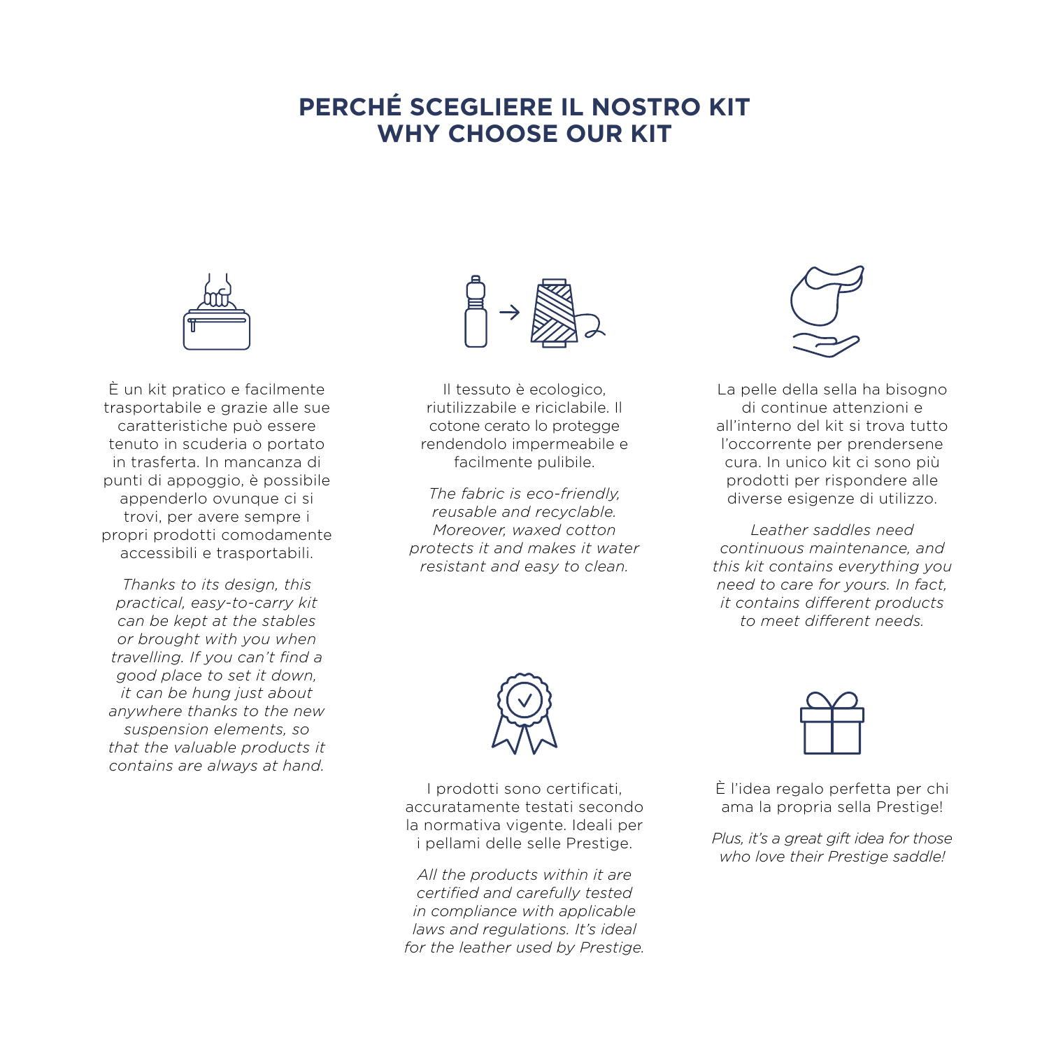# PERCHÉ SCEGLIERE IL NOSTRO KIT
# WHY CHOOSE OUR KIT

È un kit pratico e facilmente trasportabile e grazie alle sue caratteristiche può essere tenuto in scuderia o portato in trasferta. In mancanza di punti di appoggio, è possibile appenderlo ovunque ci si trovi, per avere sempre i propri prodotti comodamente accessibili e trasportabili.

*Thanks to its design, this practical, easy-to-carry kit can be kept at the stables or brought with you when travelling. If you can't find a good place to set it down, it can be hung just about anywhere thanks to the new suspension elements, so that the valuable products it contains are always at hand.*

Il tessuto è ecologico, riutilizzabile e riciclabile. Il cotone cerato lo protegge rendendolo impermeabile e facilmente pulibile.

*The fabric is eco-friendly, reusable and recyclable. Moreover, waxed cotton protects it and makes it water resistant and easy to clean.*

La pelle della sella ha bisogno di continue attenzioni e all'interno del kit si trova tutto l'occorrente per prendersene cura. In unico kit ci sono più prodotti per rispondere alle diverse esigenze di utilizzo.

*Leather saddles need continuous maintenance, and this kit contains everything you need to care for yours. In fact, it contains different products to meet different needs.*

I prodotti sono certificati, accuratamente testati secondo la normativa vigente. Ideali per i pellami delle selle Prestige.

*All the products within it are certified and carefully tested in compliance with applicable laws and regulations. It's ideal for the leather used by Prestige.*

È l'idea regalo perfetta per chi ama la propria sella Prestige!

*Plus, it's a great gift idea for those who love their Prestige saddle!*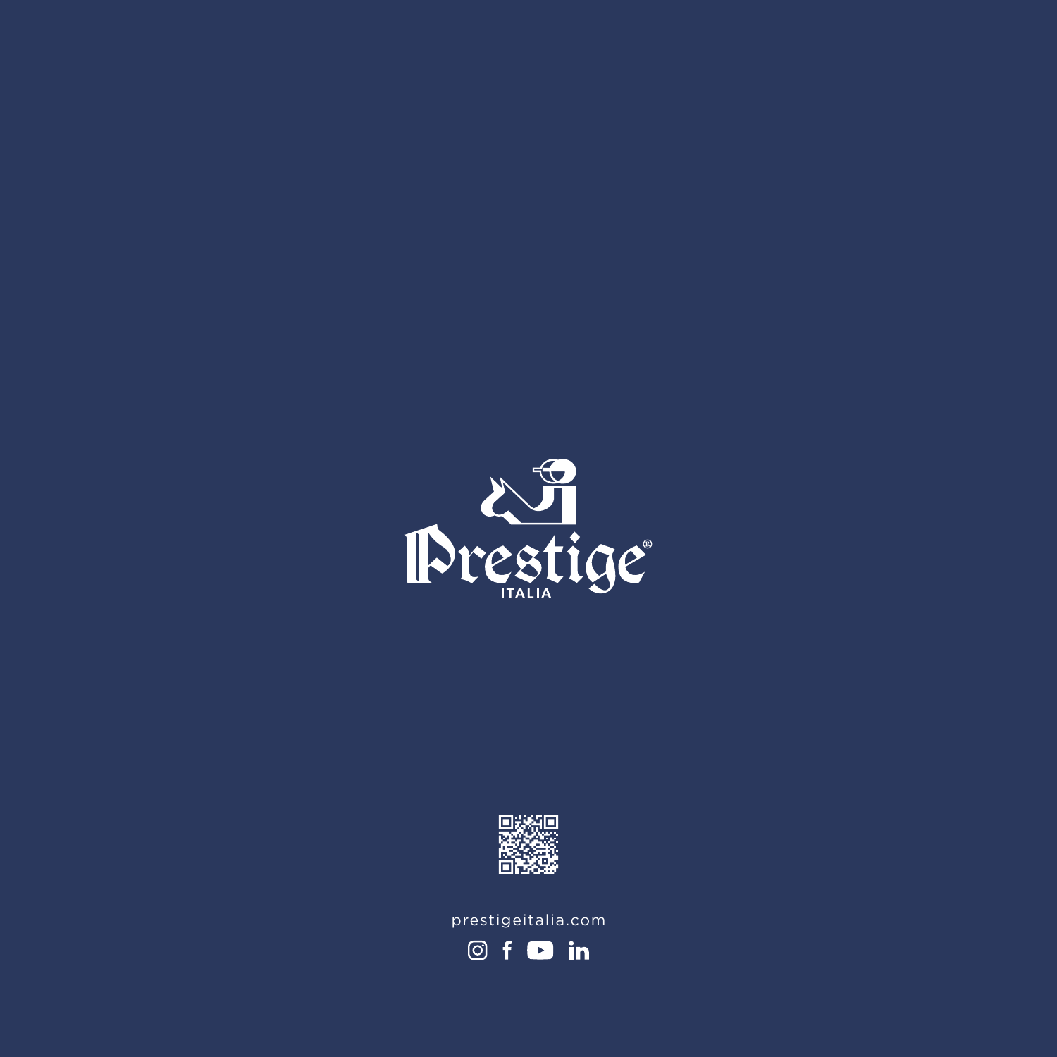Prestige®

ITALIA

prestigeitalia.com